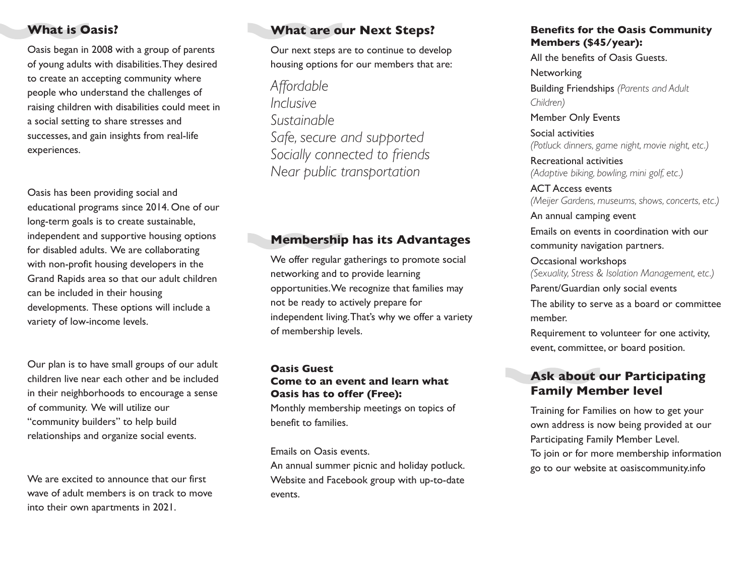## What is Oasis?

Oasis began in 2008 with a group of parents of young adults with disabilities. They desired to create an accepting community where people who understand the challenges of raising children with disabilities could meet in a social setting to share stresses and successes, and gain insights from real-life experiences.

Oasis has been providing social and educational programs since 2014. One of our long-term goals is to create sustainable, independent and supportive housing options for disabled adults. We are collaborating with non-profit housing developers in the Grand Rapids area so that our adult children can be included in their housing developments. These options will include a variety of low-income levels.

Our plan is to have small groups of our adult children live near each other and be included in their neighborhoods to encourage a sense of community. We will utilize our "community builders" to help build relationships and organize social events.

We are excited to announce that our first wave of adult members is on track to move into their own apartments in 2021.

## What are our Next Steps?

Our next steps are to continue to develop housing options for our members that are:

*Affordable*
*Inclusive*
*Sustainable*
*Safe, secure and supported*
*Socially connected to friends*
*Near public transportation*

## Membership has its Advantages

We offer regular gatherings to promote social networking and to provide learning opportunities. We recognize that families may not be ready to actively prepare for independent living. That's why we offer a variety of membership levels.

**Oasis Guest**
**Come to an event and learn what Oasis has to offer (Free):**

Monthly membership meetings on topics of benefit to families.

Emails on Oasis events.
An annual summer picnic and holiday potluck.
Website and Facebook group with up-to-date events.

**Benefits for the Oasis Community Members ($45/year):**

All the benefits of Oasis Guests.

Networking

Building Friendships *(Parents and Adult Children)*

Member Only Events

Social activities
*(Potluck dinners, game night, movie night, etc.)*

Recreational activities
*(Adaptive biking, bowling, mini golf, etc.)*

ACT Access events
*(Meijer Gardens, museums, shows, concerts, etc.)*

An annual camping event

Emails on events in coordination with our community navigation partners.

Occasional workshops
*(Sexuality, Stress & Isolation Management, etc.)*

Parent/Guardian only social events

The ability to serve as a board or committee member.

Requirement to volunteer for one activity, event, committee, or board position.

## Ask about our Participating Family Member level

Training for Families on how to get your own address is now being provided at our Participating Family Member Level.
To join or for more membership information go to our website at oasiscommunity.info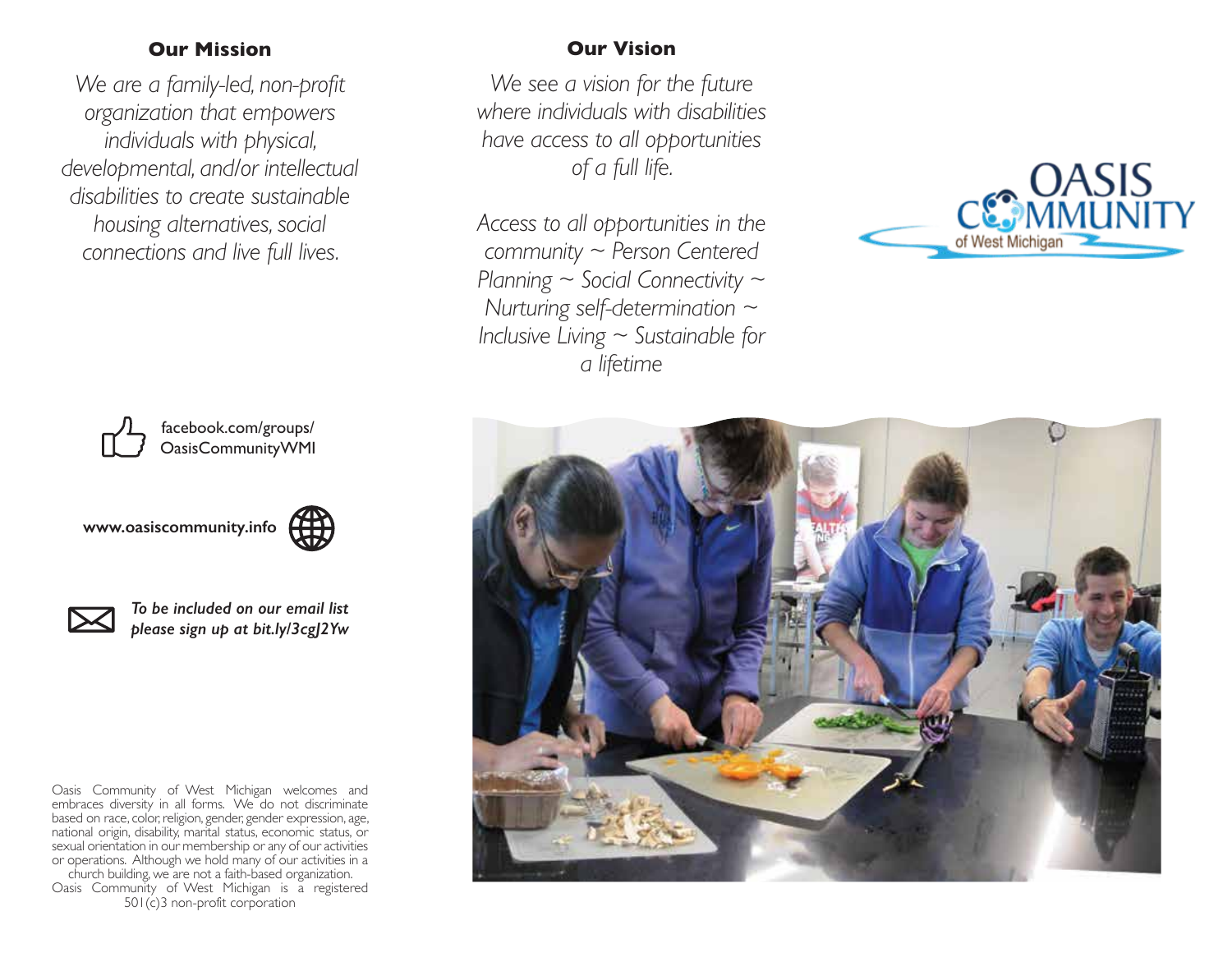## Our Mission

*We are a family-led, non-profit organization that empowers individuals with physical, developmental, and/or intellectual disabilities to create sustainable housing alternatives, social connections and live full lives.*

## Our Vision

*We see a vision for the future where individuals with disabilities have access to all opportunities of a full life.*

*Access to all opportunities in the community ~ Person Centered Planning ~ Social Connectivity ~ Nurturing self-determination ~ Inclusive Living ~ Sustainable for a lifetime*

OASIS COMMUNITY of West Michigan

facebook.com/groups/OasisCommunityWMI

**www.oasiscommunity.info**

***To be included on our email list please sign up at bit.ly/3cgJ2Yw***

Oasis Community of West Michigan welcomes and embraces diversity in all forms. We do not discriminate based on race, color, religion, gender, gender expression, age, national origin, disability, marital status, economic status, or sexual orientation in our membership or any of our activities or operations. Although we hold many of our activities in a church building, we are not a faith-based organization. Oasis Community of West Michigan is a registered 501(c)3 non-profit corporation